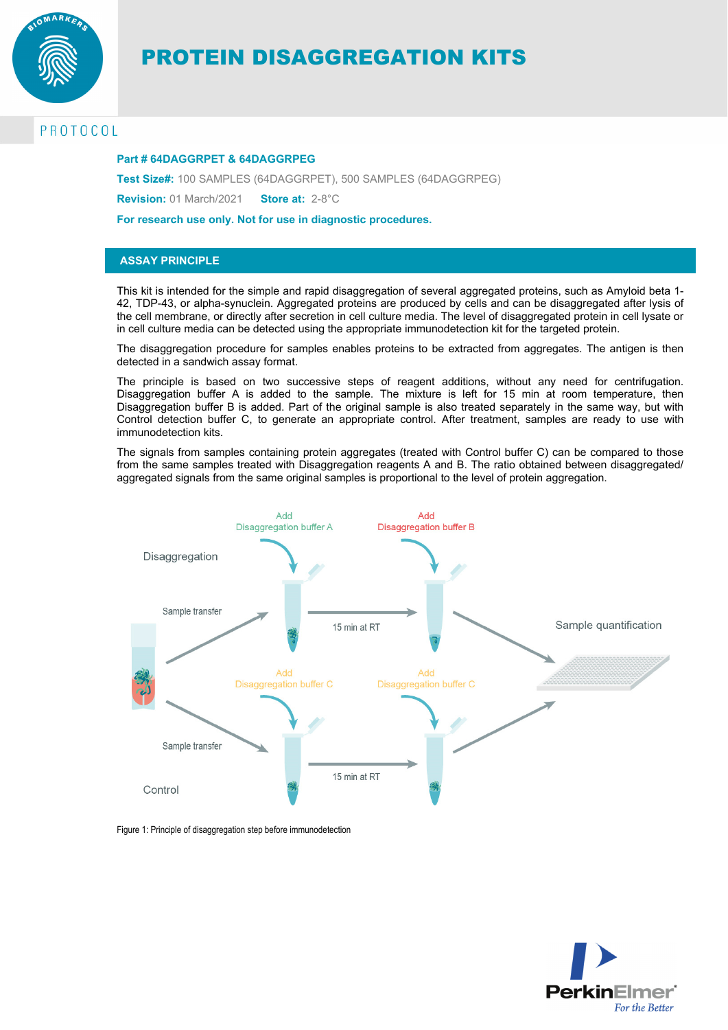# PROTEIN DISAGGREGATION KITS

PROTOCOL

**Part # 64DAGGRPET & 64DAGGRPEG**

**Test Size#:** 100 SAMPLES (64DAGGRPET), 500 SAMPLES (64DAGGRPEG)

**Revision:** 01 March/2021 **Store at:** 2-8°C

**For research use only. Not for use in diagnostic procedures.**

## ASSAY PRINCIPLE

This kit is intended for the simple and rapid disaggregation of several aggregated proteins, such as Amyloid beta 1-42, TDP-43, or alpha-synuclein. Aggregated proteins are produced by cells and can be disaggregated after lysis of the cell membrane, or directly after secretion in cell culture media. The level of disaggregated protein in cell lysate or in cell culture media can be detected using the appropriate immunodetection kit for the targeted protein.

The disaggregation procedure for samples enables proteins to be extracted from aggregates. The antigen is then detected in a sandwich assay format.

The principle is based on two successive steps of reagent additions, without any need for centrifugation. Disaggregation buffer A is added to the sample. The mixture is left for 15 min at room temperature, then Disaggregation buffer B is added. Part of the original sample is also treated separately in the same way, but with Control detection buffer C, to generate an appropriate control. After treatment, samples are ready to use with immunodetection kits.

The signals from samples containing protein aggregates (treated with Control buffer C) can be compared to those from the same samples treated with Disaggregation reagents A and B. The ratio obtained between disaggregated/aggregated signals from the same original samples is proportional to the level of protein aggregation.

Disaggregation

Add Disaggregation buffer A

Add Disaggregation buffer B

Sample transfer

15 min at RT

Sample quantification

Add Disaggregation buffer C

Add Disaggregation buffer C

Sample transfer

15 min at RT

Control

Figure 1: Principle of disaggregation step before immunodetection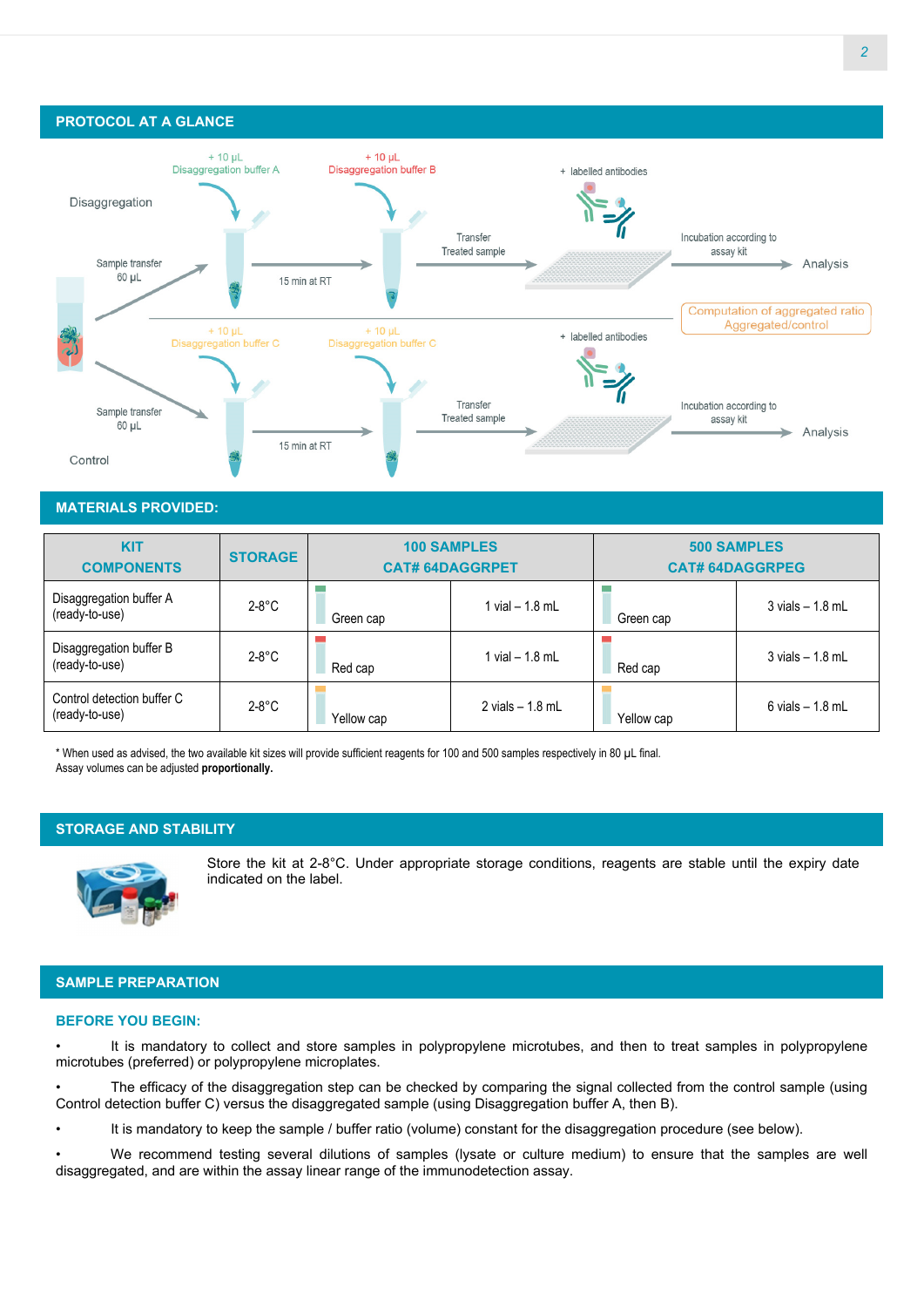## PROTOCOL AT A GLANCE

Disaggregation

+ 10 µL Disaggregation buffer A

+ 10 µL Disaggregation buffer B

Sample transfer 60 µL

15 min at RT

Transfer Treated sample

+ labelled antibodies

Incubation according to assay kit

Analysis

Computation of aggregated ratio Aggregated/control

+ 10 µL Disaggregation buffer C

+ 10 µL Disaggregation buffer C

Sample transfer 60 µL

15 min at RT

Transfer Treated sample

+ labelled antibodies

Incubation according to assay kit

Analysis

Control

## MATERIALS PROVIDED:

| KIT COMPONENTS | STORAGE | 100 SAMPLES CAT# 64DAGGRPET | | 500 SAMPLES CAT# 64DAGGRPEG | |
|---|---|---|---|---|---|
| Disaggregation buffer A (ready-to-use) | 2-8°C | Green cap | 1 vial – 1.8 mL | Green cap | 3 vials – 1.8 mL |
| Disaggregation buffer B (ready-to-use) | 2-8°C | Red cap | 1 vial – 1.8 mL | Red cap | 3 vials – 1.8 mL |
| Control detection buffer C (ready-to-use) | 2-8°C | Yellow cap | 2 vials – 1.8 mL | Yellow cap | 6 vials – 1.8 mL |

* When used as advised, the two available kit sizes will provide sufficient reagents for 100 and 500 samples respectively in 80 µL final.
Assay volumes can be adjusted **proportionally.**

## STORAGE AND STABILITY

Store the kit at 2-8°C. Under appropriate storage conditions, reagents are stable until the expiry date indicated on the label.

## SAMPLE PREPARATION

### BEFORE YOU BEGIN:

- It is mandatory to collect and store samples in polypropylene microtubes, and then to treat samples in polypropylene microtubes (preferred) or polypropylene microplates.
- The efficacy of the disaggregation step can be checked by comparing the signal collected from the control sample (using Control detection buffer C) versus the disaggregated sample (using Disaggregation buffer A, then B).
- It is mandatory to keep the sample / buffer ratio (volume) constant for the disaggregation procedure (see below).
- We recommend testing several dilutions of samples (lysate or culture medium) to ensure that the samples are well disaggregated, and are within the assay linear range of the immunodetection assay.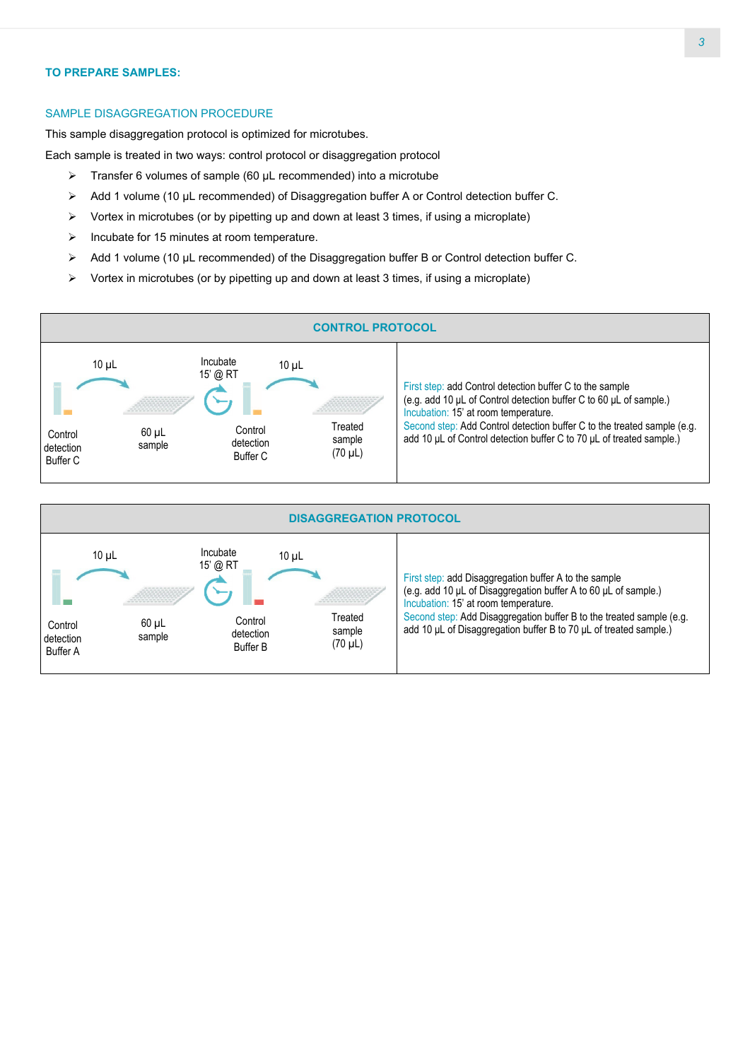### TO PREPARE SAMPLES:

#### SAMPLE DISAGGREGATION PROCEDURE

This sample disaggregation protocol is optimized for microtubes.

Each sample is treated in two ways: control protocol or disaggregation protocol

- Transfer 6 volumes of sample (60 µL recommended) into a microtube
- Add 1 volume (10 µL recommended) of Disaggregation buffer A or Control detection buffer C.
- Vortex in microtubes (or by pipetting up and down at least 3 times, if using a microplate)
- Incubate for 15 minutes at room temperature.
- Add 1 volume (10 µL recommended) of the Disaggregation buffer B or Control detection buffer C.
- Vortex in microtubes (or by pipetting up and down at least 3 times, if using a microplate)

| CONTROL PROTOCOL | |
|---|---|
| Control detection Buffer C → 10 µL → 60 µL sample; Incubate 15' @ RT; Control detection Buffer C → 10 µL → Treated sample (70 µL) | First step: add Control detection buffer C to the sample (e.g. add 10 µL of Control detection buffer C to 60 µL of sample.) Incubation: 15' at room temperature. Second step: Add Control detection buffer C to the treated sample (e.g. add 10 µL of Control detection buffer C to 70 µL of treated sample.) |

| DISAGGREGATION PROTOCOL | |
|---|---|
| Control detection Buffer A → 10 µL → 60 µL sample; Incubate 15' @ RT; Control detection Buffer B → 10 µL → Treated sample (70 µL) | First step: add Disaggregation buffer A to the sample (e.g. add 10 µL of Disaggregation buffer A to 60 µL of sample.) Incubation: 15' at room temperature. Second step: Add Disaggregation buffer B to the treated sample (e.g. add 10 µL of Disaggregation buffer B to 70 µL of treated sample.) |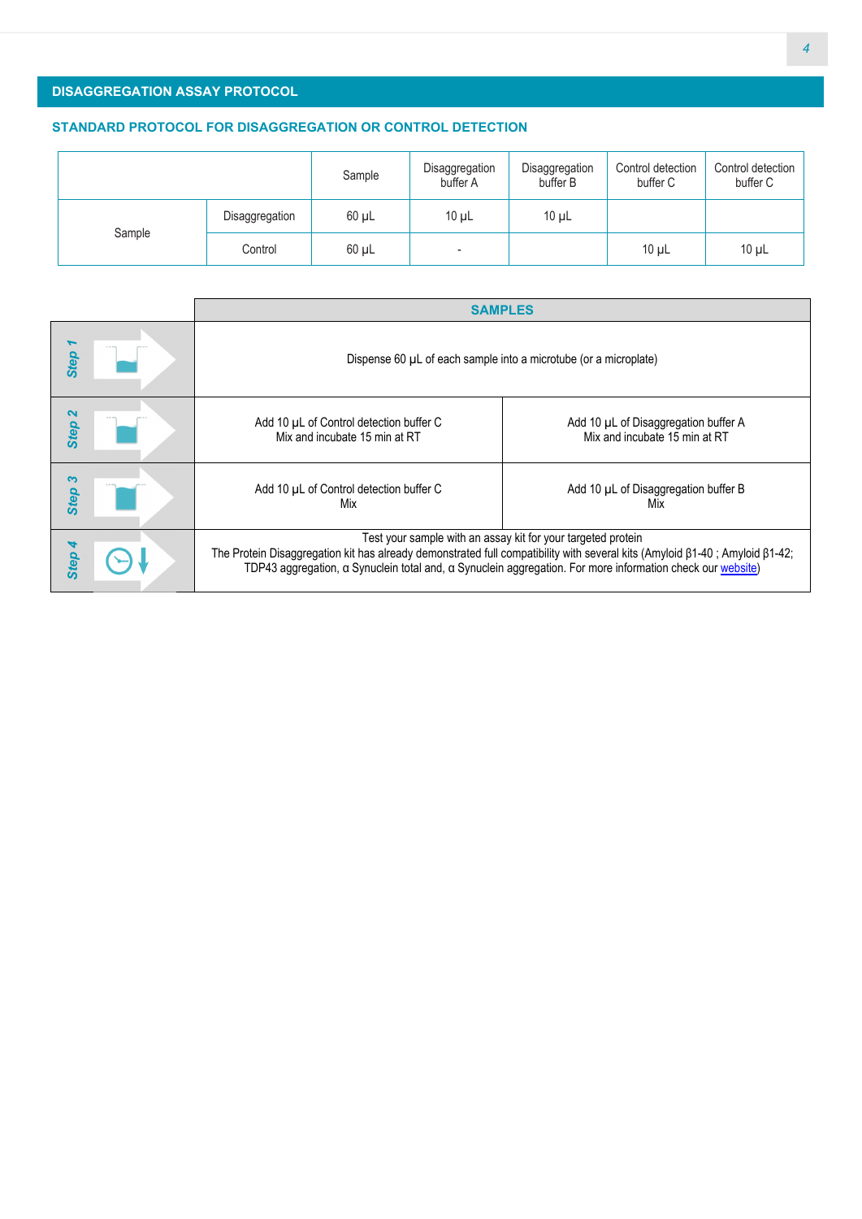## DISAGGREGATION ASSAY PROTOCOL

### STANDARD PROTOCOL FOR DISAGGREGATION OR CONTROL DETECTION

| | | Sample | Disaggregation buffer A | Disaggregation buffer B | Control detection buffer C | Control detection buffer C |
|---|---|---|---|---|---|---|
| Sample | Disaggregation | 60 µL | 10 µL | 10 µL | | |
| | Control | 60 µL | - | | 10 µL | 10 µL |

| | SAMPLES | |
|---|---|---|
| Step 1 | Dispense 60 µL of each sample into a microtube (or a microplate) | |
| Step 2 | Add 10 µL of Control detection buffer C<br>Mix and incubate 15 min at RT | Add 10 µL of Disaggregation buffer A<br>Mix and incubate 15 min at RT |
| Step 3 | Add 10 µL of Control detection buffer C<br>Mix | Add 10 µL of Disaggregation buffer B<br>Mix |
| Step 4 | Test your sample with an assay kit for your targeted protein<br>The Protein Disaggregation kit has already demonstrated full compatibility with several kits (Amyloid β1-40 ; Amyloid β1-42; TDP43 aggregation, α Synuclein total and, α Synuclein aggregation. For more information check our website) | |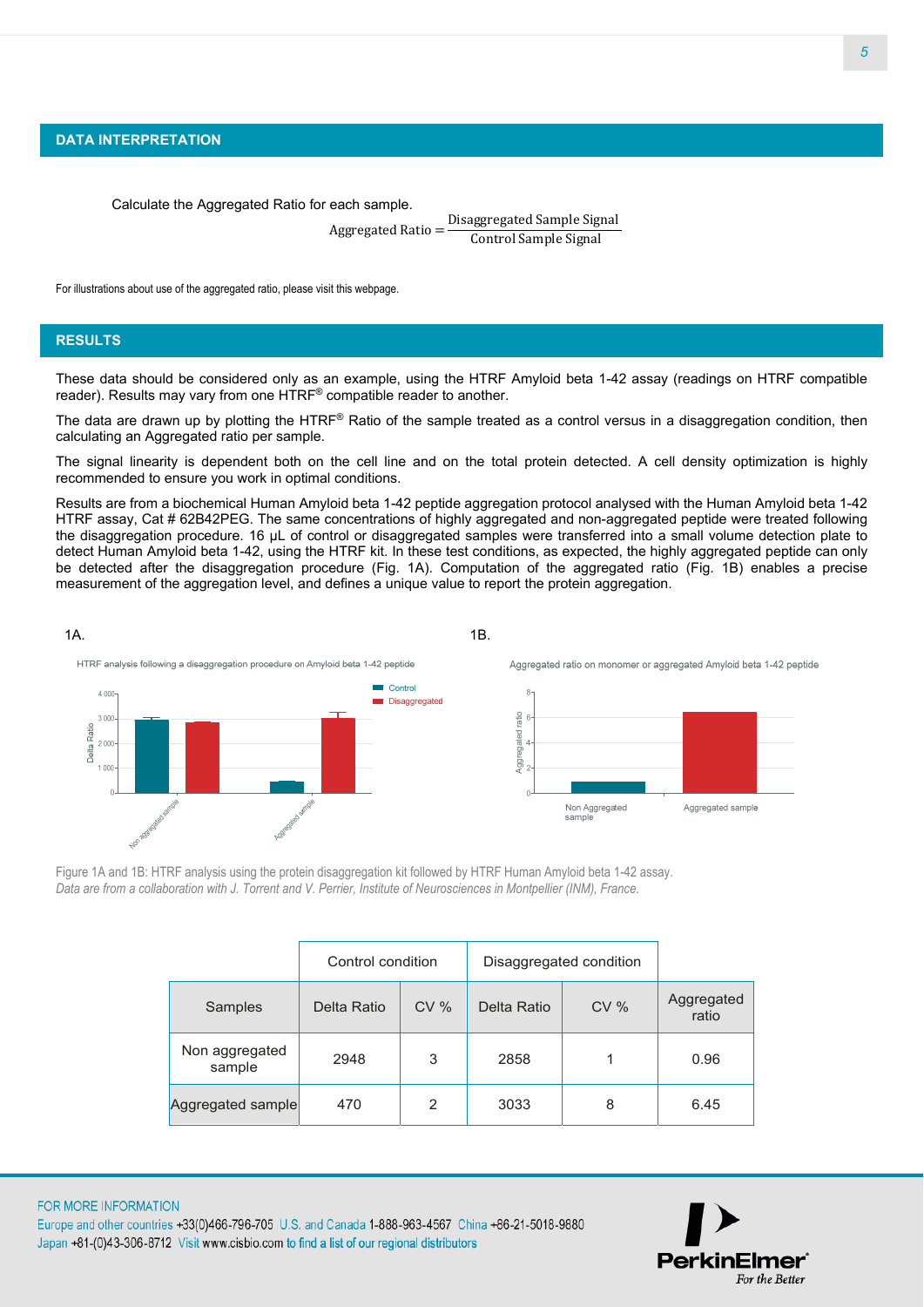## DATA INTERPRETATION

Calculate the Aggregated Ratio for each sample.

$$\text{Aggregated Ratio} = \frac{\text{Disaggregated Sample Signal}}{\text{Control Sample Signal}}$$

For illustrations about use of the aggregated ratio, please visit this webpage.

## RESULTS

These data should be considered only as an example, using the HTRF Amyloid beta 1-42 assay (readings on HTRF compatible reader). Results may vary from one HTRF® compatible reader to another.

The data are drawn up by plotting the HTRF® Ratio of the sample treated as a control versus in a disaggregation condition, then calculating an Aggregated ratio per sample.

The signal linearity is dependent both on the cell line and on the total protein detected. A cell density optimization is highly recommended to ensure you work in optimal conditions.

Results are from a biochemical Human Amyloid beta 1-42 peptide aggregation protocol analysed with the Human Amyloid beta 1-42 HTRF assay, Cat # 62B42PEG. The same concentrations of highly aggregated and non-aggregated peptide were treated following the disaggregation procedure. 16 µL of control or disaggregated samples were transferred into a small volume detection plate to detect Human Amyloid beta 1-42, using the HTRF kit. In these test conditions, as expected, the highly aggregated peptide can only be detected after the disaggregation procedure (Fig. 1A). Computation of the aggregated ratio (Fig. 1B) enables a precise measurement of the aggregation level, and defines a unique value to report the protein aggregation.

1A.

HTRF analysis following a disaggregation procedure on Amyloid beta 1-42 peptide

Control
Disaggregated

Delta Ratio

4 000
3 000
2 000
1 000
0

Non aggregated sample
Aggregated sample

1B.

Aggregated ratio on monomer or aggregated Amyloid beta 1-42 peptide

Aggregated ratio

8
6
4
2
0

Non Aggregated sample
Aggregated sample

Figure 1A and 1B: HTRF analysis using the protein disaggregation kit followed by HTRF Human Amyloid beta 1-42 assay.
*Data are from a collaboration with J. Torrent and V. Perrier, Institute of Neurosciences in Montpellier (INM), France.*

| | Control condition | | Disaggregated condition | | |
|---|---|---|---|---|---|
| Samples | Delta Ratio | CV % | Delta Ratio | CV % | Aggregated ratio |
| Non aggregated sample | 2948 | 3 | 2858 | 1 | 0.96 |
| Aggregated sample | 470 | 2 | 3033 | 8 | 6.45 |

FOR MORE INFORMATION
Europe and other countries +33(0)466-796-705 U.S. and Canada 1-888-963-4567 China +86-21-5018-9880
Japan +81-(0)43-306-8712 Visit www.cisbio.com to find a list of our regional distributors

PerkinElmer
For the Better